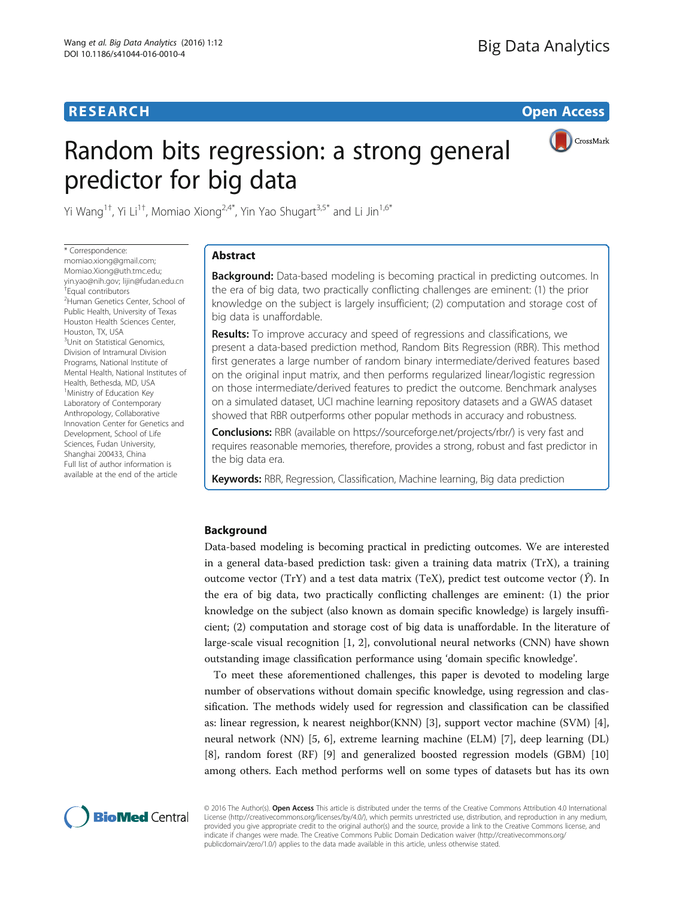RESEARCH Open Access

# Random bits regression: a strong general predictor for big data

Yi Wang[1†], Yi Li[1†], Momiao Xiong[2,4*], Yin Yao Shugart[3,5*] and Li Jin[1,6*]

\* Correspondence: momiao.xiong@gmail.com; Momiao.Xiong@uth.tmc.edu; yin.yao@nih.gov; lijin@fudan.edu.cn
†Equal contributors
[2]Human Genetics Center, School of Public Health, University of Texas Houston Health Sciences Center, Houston, TX, USA
[3]Unit on Statistical Genomics, Division of Intramural Division Programs, National Institute of Mental Health, National Institutes of Health, Bethesda, MD, USA
[1]Ministry of Education Key Laboratory of Contemporary Anthropology, Collaborative Innovation Center for Genetics and Development, School of Life Sciences, Fudan University, Shanghai 200433, China
Full list of author information is available at the end of the article

## Abstract

**Background:** Data-based modeling is becoming practical in predicting outcomes. In the era of big data, two practically conflicting challenges are eminent: (1) the prior knowledge on the subject is largely insufficient; (2) computation and storage cost of big data is unaffordable.

**Results:** To improve accuracy and speed of regressions and classifications, we present a data-based prediction method, Random Bits Regression (RBR). This method first generates a large number of random binary intermediate/derived features based on the original input matrix, and then performs regularized linear/logistic regression on those intermediate/derived features to predict the outcome. Benchmark analyses on a simulated dataset, UCI machine learning repository datasets and a GWAS dataset showed that RBR outperforms other popular methods in accuracy and robustness.

**Conclusions:** RBR (available on https://sourceforge.net/projects/rbr/) is very fast and requires reasonable memories, therefore, provides a strong, robust and fast predictor in the big data era.

**Keywords:** RBR, Regression, Classification, Machine learning, Big data prediction

## Background

Data-based modeling is becoming practical in predicting outcomes. We are interested in a general data-based prediction task: given a training data matrix (TrX), a training outcome vector (TrY) and a test data matrix (TeX), predict test outcome vector ($\hat{Y}$). In the era of big data, two practically conflicting challenges are eminent: (1) the prior knowledge on the subject (also known as domain specific knowledge) is largely insufficient; (2) computation and storage cost of big data is unaffordable. In the literature of large-scale visual recognition [1, 2], convolutional neural networks (CNN) have shown outstanding image classification performance using 'domain specific knowledge'.

To meet these aforementioned challenges, this paper is devoted to modeling large number of observations without domain specific knowledge, using regression and classification. The methods widely used for regression and classification can be classified as: linear regression, k nearest neighbor(KNN) [3], support vector machine (SVM) [4], neural network (NN) [5, 6], extreme learning machine (ELM) [7], deep learning (DL) [8], random forest (RF) [9] and generalized boosted regression models (GBM) [10] among others. Each method performs well on some types of datasets but has its own

© 2016 The Author(s). **Open Access** This article is distributed under the terms of the Creative Commons Attribution 4.0 International License (http://creativecommons.org/licenses/by/4.0/), which permits unrestricted use, distribution, and reproduction in any medium, provided you give appropriate credit to the original author(s) and the source, provide a link to the Creative Commons license, and indicate if changes were made. The Creative Commons Public Domain Dedication waiver (http://creativecommons.org/publicdomain/zero/1.0/) applies to the data made available in this article, unless otherwise stated.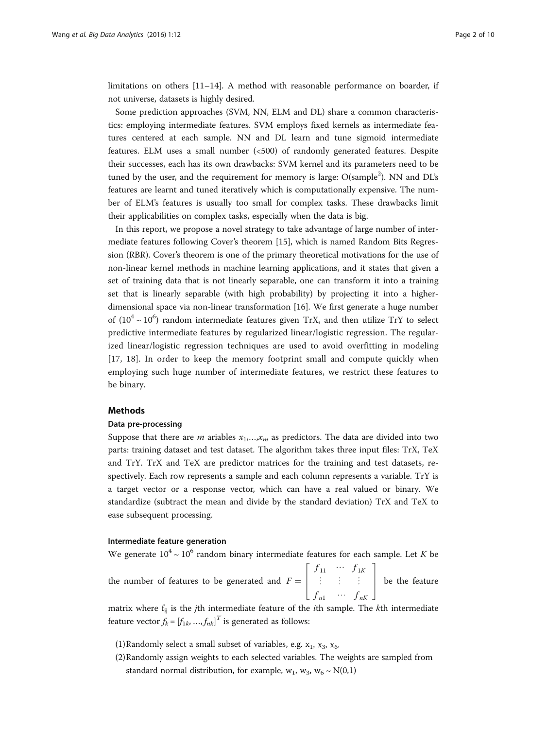limitations on others [11–14]. A method with reasonable performance on boarder, if not universe, datasets is highly desired.

Some prediction approaches (SVM, NN, ELM and DL) share a common characteristics: employing intermediate features. SVM employs fixed kernels as intermediate features centered at each sample. NN and DL learn and tune sigmoid intermediate features. ELM uses a small number (<500) of randomly generated features. Despite their successes, each has its own drawbacks: SVM kernel and its parameters need to be tuned by the user, and the requirement for memory is large: O(sample$^2$). NN and DL's features are learnt and tuned iteratively which is computationally expensive. The number of ELM's features is usually too small for complex tasks. These drawbacks limit their applicabilities on complex tasks, especially when the data is big.

In this report, we propose a novel strategy to take advantage of large number of intermediate features following Cover's theorem [15], which is named Random Bits Regression (RBR). Cover's theorem is one of the primary theoretical motivations for the use of non-linear kernel methods in machine learning applications, and it states that given a set of training data that is not linearly separable, one can transform it into a training set that is linearly separable (with high probability) by projecting it into a higher-dimensional space via non-linear transformation [16]. We first generate a huge number of ($10^4 \sim 10^6$) random intermediate features given TrX, and then utilize TrY to select predictive intermediate features by regularized linear/logistic regression. The regularized linear/logistic regression techniques are used to avoid overfitting in modeling [17, 18]. In order to keep the memory footprint small and compute quickly when employing such huge number of intermediate features, we restrict these features to be binary.

## Methods

### Data pre-processing

Suppose that there are $m$ ariables $x_1,\ldots,x_m$ as predictors. The data are divided into two parts: training dataset and test dataset. The algorithm takes three input files: TrX, TeX and TrY. TrX and TeX are predictor matrices for the training and test datasets, respectively. Each row represents a sample and each column represents a variable. TrY is a target vector or a response vector, which can have a real valued or binary. We standardize (subtract the mean and divide by the standard deviation) TrX and TeX to ease subsequent processing.

### Intermediate feature generation

We generate $10^4 \sim 10^6$ random binary intermediate features for each sample. Let $K$ be the number of features to be generated and $F = \begin{bmatrix} f_{11} & \cdots & f_{1K} \\ \vdots & \vdots & \vdots \\ f_{n1} & \cdots & f_{nK} \end{bmatrix}$ be the feature matrix where $f_{ij}$ is the $j$th intermediate feature of the $i$th sample. The $k$th intermediate feature vector $f_k = [f_{1k}, \ldots, f_{nk}]^T$ is generated as follows:

(1) Randomly select a small subset of variables, e.g. $x_1$, $x_3$, $x_6$.

(2) Randomly assign weights to each selected variables. The weights are sampled from standard normal distribution, for example, $w_1$, $w_3$, $w_6 \sim N(0,1)$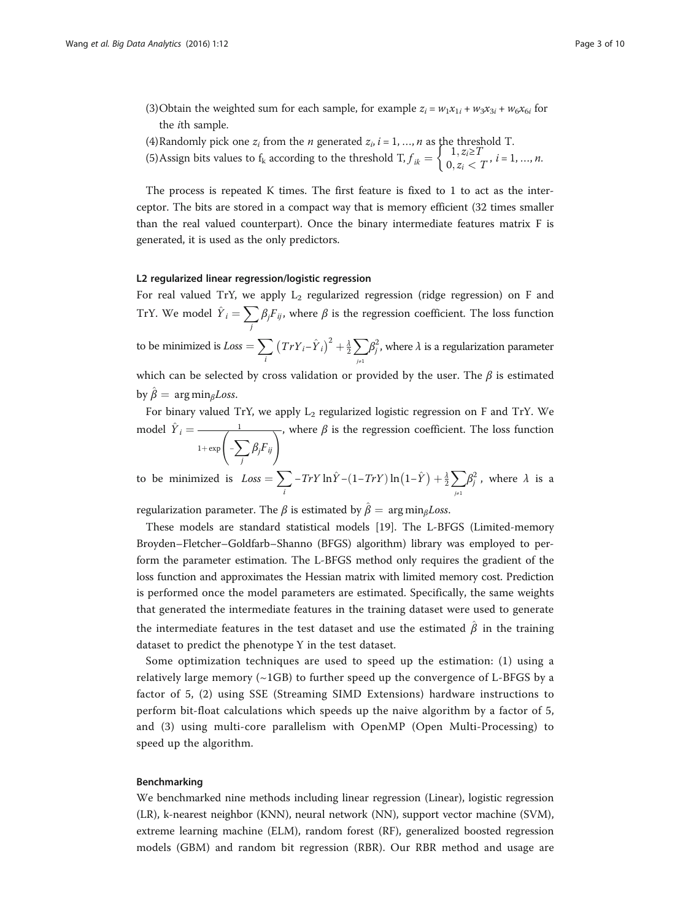(3) Obtain the weighted sum for each sample, for example $z_i = w_1x_{1i} + w_3x_{3i} + w_6x_{6i}$ for the $i$th sample.

(4) Randomly pick one $z_i$ from the $n$ generated $z_i$, $i = 1, \ldots, n$ as the threshold T.

(5) Assign bits values to $f_k$ according to the threshold T, $f_{ik} = \begin{cases} 1, z_i \geq T \\ 0, z_i < T \end{cases}$, $i = 1, \ldots, n$.

The process is repeated K times. The first feature is fixed to 1 to act as the interceptor. The bits are stored in a compact way that is memory efficient (32 times smaller than the real valued counterpart). Once the binary intermediate features matrix F is generated, it is used as the only predictors.

#### L2 regularized linear regression/logistic regression

For real valued TrY, we apply $L_2$ regularized regression (ridge regression) on F and TrY. We model $\hat{Y}_i = \sum_j \beta_j F_{ij}$, where $\beta$ is the regression coefficient. The loss function to be minimized is $Loss = \sum_i \left(TrY_i - \hat{Y}_i\right)^2 + \frac{\lambda}{2}\sum_{j\neq 1}\beta_j^2$, where $\lambda$ is a regularization parameter which can be selected by cross validation or provided by the user. The $\beta$ is estimated by $\hat{\beta} = \arg\min_\beta Loss$.

For binary valued TrY, we apply $L_2$ regularized logistic regression on F and TrY. We model $\hat{Y}_i = \frac{1}{1+\exp\left(-\sum_j \beta_j F_{ij}\right)}$, where $\beta$ is the regression coefficient. The loss function to be minimized is $Loss = \sum_i -TrY \ln\hat{Y} - (1-TrY)\ln\left(1-\hat{Y}\right) + \frac{\lambda}{2}\sum_{j\neq 1}\beta_j^2$, where $\lambda$ is a regularization parameter. The $\beta$ is estimated by $\hat{\beta} = \arg\min_\beta Loss$.

These models are standard statistical models [19]. The L-BFGS (Limited-memory Broyden–Fletcher–Goldfarb–Shanno (BFGS) algorithm) library was employed to perform the parameter estimation. The L-BFGS method only requires the gradient of the loss function and approximates the Hessian matrix with limited memory cost. Prediction is performed once the model parameters are estimated. Specifically, the same weights that generated the intermediate features in the training dataset were used to generate the intermediate features in the test dataset and use the estimated $\hat{\beta}$ in the training dataset to predict the phenotype Y in the test dataset.

Some optimization techniques are used to speed up the estimation: (1) using a relatively large memory (~1GB) to further speed up the convergence of L-BFGS by a factor of 5, (2) using SSE (Streaming SIMD Extensions) hardware instructions to perform bit-float calculations which speeds up the naive algorithm by a factor of 5, and (3) using multi-core parallelism with OpenMP (Open Multi-Processing) to speed up the algorithm.

#### Benchmarking

We benchmarked nine methods including linear regression (Linear), logistic regression (LR), k-nearest neighbor (KNN), neural network (NN), support vector machine (SVM), extreme learning machine (ELM), random forest (RF), generalized boosted regression models (GBM) and random bit regression (RBR). Our RBR method and usage are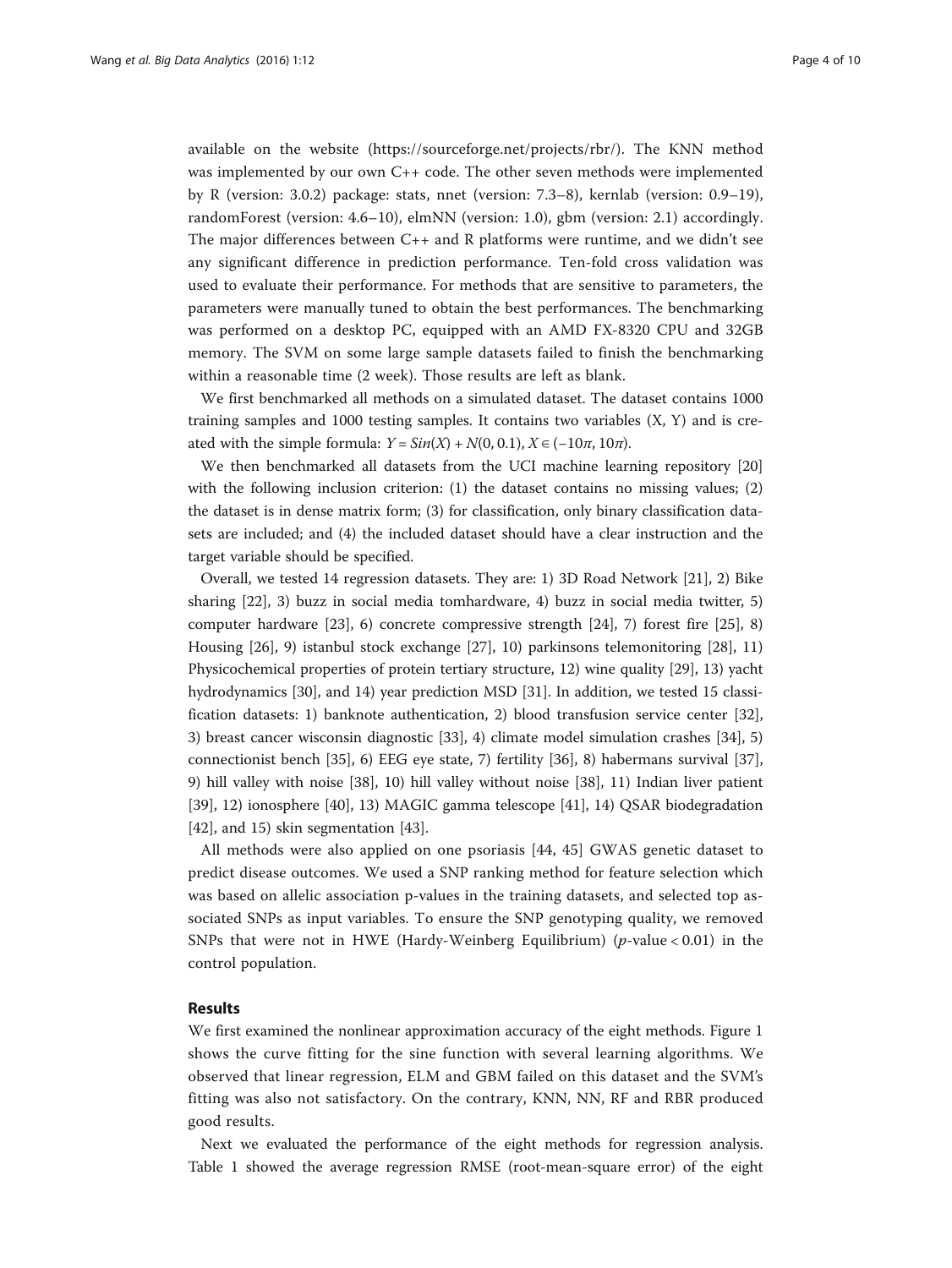available on the website (https://sourceforge.net/projects/rbr/). The KNN method was implemented by our own C++ code. The other seven methods were implemented by R (version: 3.0.2) package: stats, nnet (version: 7.3–8), kernlab (version: 0.9–19), randomForest (version: 4.6–10), elmNN (version: 1.0), gbm (version: 2.1) accordingly. The major differences between C++ and R platforms were runtime, and we didn't see any significant difference in prediction performance. Ten-fold cross validation was used to evaluate their performance. For methods that are sensitive to parameters, the parameters were manually tuned to obtain the best performances. The benchmarking was performed on a desktop PC, equipped with an AMD FX-8320 CPU and 32GB memory. The SVM on some large sample datasets failed to finish the benchmarking within a reasonable time (2 week). Those results are left as blank.

We first benchmarked all methods on a simulated dataset. The dataset contains 1000 training samples and 1000 testing samples. It contains two variables (X, Y) and is created with the simple formula: $Y = Sin(X) + N(0, 0.1), X \in (-10\pi, 10\pi)$.

We then benchmarked all datasets from the UCI machine learning repository [20] with the following inclusion criterion: (1) the dataset contains no missing values; (2) the dataset is in dense matrix form; (3) for classification, only binary classification datasets are included; and (4) the included dataset should have a clear instruction and the target variable should be specified.

Overall, we tested 14 regression datasets. They are: 1) 3D Road Network [21], 2) Bike sharing [22], 3) buzz in social media tomhardware, 4) buzz in social media twitter, 5) computer hardware [23], 6) concrete compressive strength [24], 7) forest fire [25], 8) Housing [26], 9) istanbul stock exchange [27], 10) parkinsons telemonitoring [28], 11) Physicochemical properties of protein tertiary structure, 12) wine quality [29], 13) yacht hydrodynamics [30], and 14) year prediction MSD [31]. In addition, we tested 15 classification datasets: 1) banknote authentication, 2) blood transfusion service center [32], 3) breast cancer wisconsin diagnostic [33], 4) climate model simulation crashes [34], 5) connectionist bench [35], 6) EEG eye state, 7) fertility [36], 8) habermans survival [37], 9) hill valley with noise [38], 10) hill valley without noise [38], 11) Indian liver patient [39], 12) ionosphere [40], 13) MAGIC gamma telescope [41], 14) QSAR biodegradation [42], and 15) skin segmentation [43].

All methods were also applied on one psoriasis [44, 45] GWAS genetic dataset to predict disease outcomes. We used a SNP ranking method for feature selection which was based on allelic association p-values in the training datasets, and selected top associated SNPs as input variables. To ensure the SNP genotyping quality, we removed SNPs that were not in HWE (Hardy-Weinberg Equilibrium) ($p$-value $< 0.01$) in the control population.

## Results

We first examined the nonlinear approximation accuracy of the eight methods. Figure 1 shows the curve fitting for the sine function with several learning algorithms. We observed that linear regression, ELM and GBM failed on this dataset and the SVM's fitting was also not satisfactory. On the contrary, KNN, NN, RF and RBR produced good results.

Next we evaluated the performance of the eight methods for regression analysis. Table 1 showed the average regression RMSE (root-mean-square error) of the eight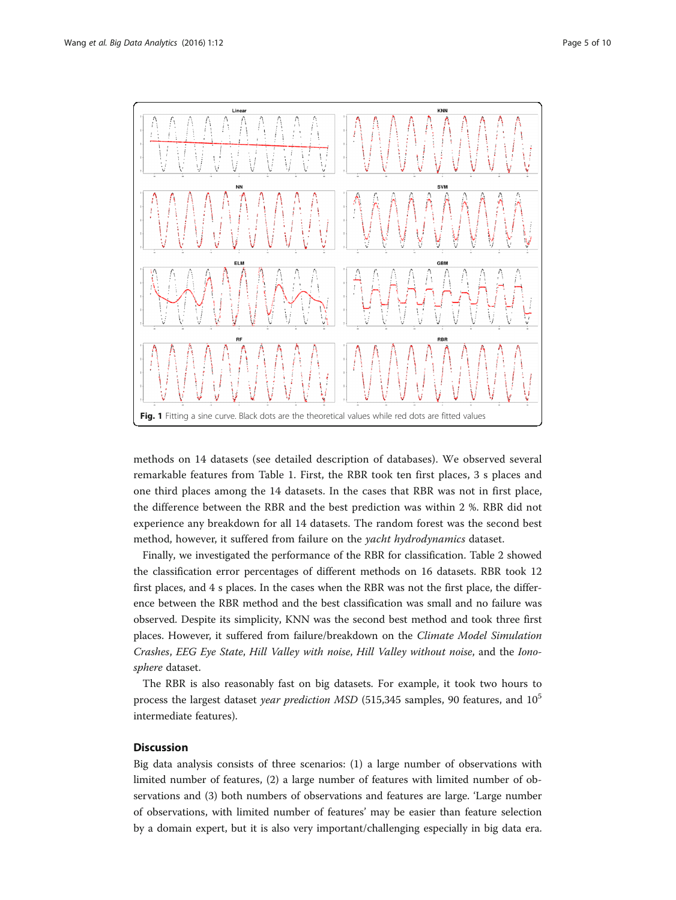Fig. 1 Fitting a sine curve. Black dots are the theoretical values while red dots are fitted values

methods on 14 datasets (see detailed description of databases). We observed several remarkable features from Table 1. First, the RBR took ten first places, 3 s places and one third places among the 14 datasets. In the cases that RBR was not in first place, the difference between the RBR and the best prediction was within 2 %. RBR did not experience any breakdown for all 14 datasets. The random forest was the second best method, however, it suffered from failure on the *yacht hydrodynamics* dataset.

Finally, we investigated the performance of the RBR for classification. Table 2 showed the classification error percentages of different methods on 16 datasets. RBR took 12 first places, and 4 s places. In the cases when the RBR was not the first place, the difference between the RBR method and the best classification was small and no failure was observed. Despite its simplicity, KNN was the second best method and took three first places. However, it suffered from failure/breakdown on the *Climate Model Simulation Crashes*, *EEG Eye State*, *Hill Valley with noise*, *Hill Valley without noise*, and the *Ionosphere* dataset.

The RBR is also reasonably fast on big datasets. For example, it took two hours to process the largest dataset *year prediction MSD* (515,345 samples, 90 features, and $10^5$ intermediate features).

## Discussion

Big data analysis consists of three scenarios: (1) a large number of observations with limited number of features, (2) a large number of features with limited number of observations and (3) both numbers of observations and features are large. 'Large number of observations, with limited number of features' may be easier than feature selection by a domain expert, but it is also very important/challenging especially in big data era.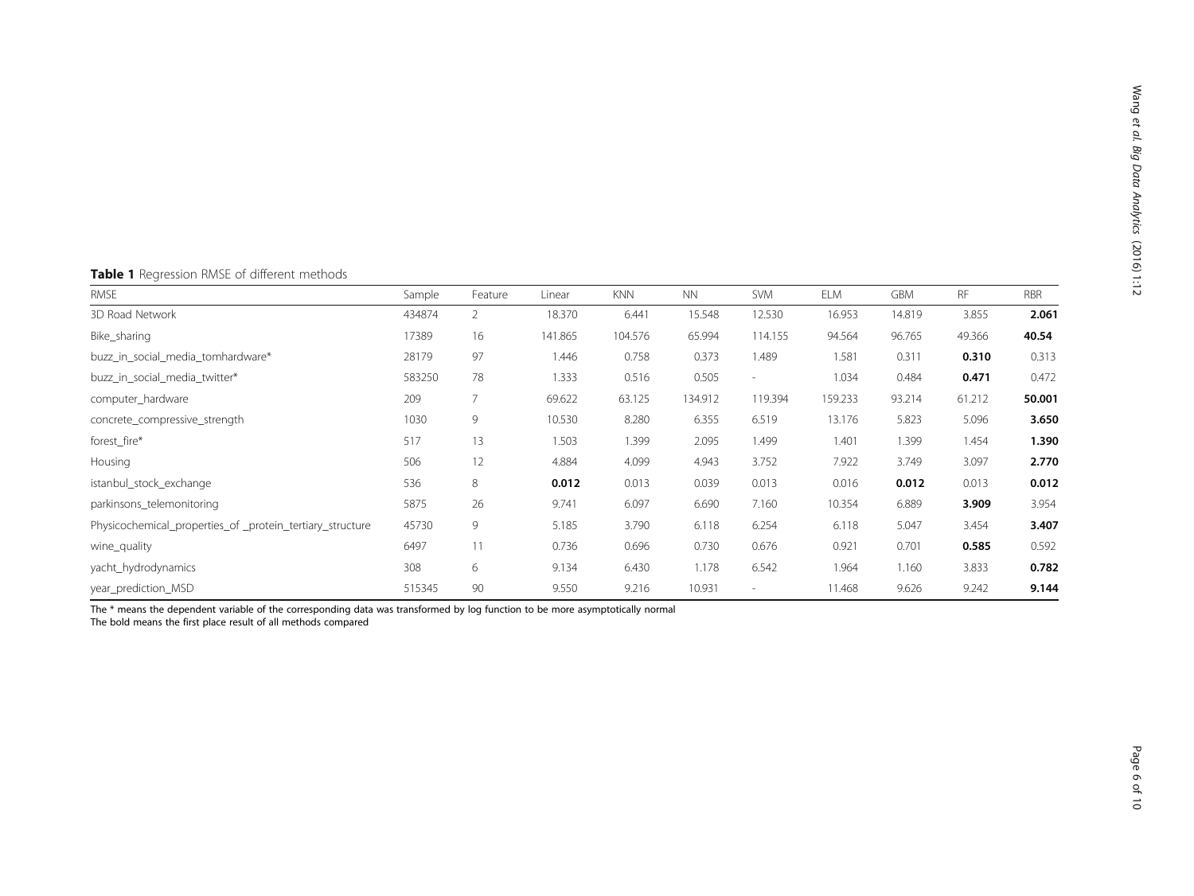**Table 1** Regression RMSE of different methods

| RMSE | Sample | Feature | Linear | KNN | NN | SVM | ELM | GBM | RF | RBR |
|---|---|---|---|---|---|---|---|---|---|---|
| 3D Road Network | 434874 | 2 | 18.370 | 6.441 | 15.548 | 12.530 | 16.953 | 14.819 | 3.855 | **2.061** |
| Bike_sharing | 17389 | 16 | 141.865 | 104.576 | 65.994 | 114.155 | 94.564 | 96.765 | 49.366 | **40.54** |
| buzz_in_social_media_tomhardware* | 28179 | 97 | 1.446 | 0.758 | 0.373 | 1.489 | 1.581 | 0.311 | **0.310** | 0.313 |
| buzz_in_social_media_twitter* | 583250 | 78 | 1.333 | 0.516 | 0.505 | - | 1.034 | 0.484 | **0.471** | 0.472 |
| computer_hardware | 209 | 7 | 69.622 | 63.125 | 134.912 | 119.394 | 159.233 | 93.214 | 61.212 | **50.001** |
| concrete_compressive_strength | 1030 | 9 | 10.530 | 8.280 | 6.355 | 6.519 | 13.176 | 5.823 | 5.096 | **3.650** |
| forest_fire* | 517 | 13 | 1.503 | 1.399 | 2.095 | 1.499 | 1.401 | 1.399 | 1.454 | **1.390** |
| Housing | 506 | 12 | 4.884 | 4.099 | 4.943 | 3.752 | 7.922 | 3.749 | 3.097 | **2.770** |
| istanbul_stock_exchange | 536 | 8 | **0.012** | 0.013 | 0.039 | 0.013 | 0.016 | **0.012** | 0.013 | **0.012** |
| parkinsons_telemonitoring | 5875 | 26 | 9.741 | 6.097 | 6.690 | 7.160 | 10.354 | 6.889 | **3.909** | 3.954 |
| Physicochemical_properties_of _protein_tertiary_structure | 45730 | 9 | 5.185 | 3.790 | 6.118 | 6.254 | 6.118 | 5.047 | 3.454 | **3.407** |
| wine_quality | 6497 | 11 | 0.736 | 0.696 | 0.730 | 0.676 | 0.921 | 0.701 | **0.585** | 0.592 |
| yacht_hydrodynamics | 308 | 6 | 9.134 | 6.430 | 1.178 | 6.542 | 1.964 | 1.160 | 3.833 | **0.782** |
| year_prediction_MSD | 515345 | 90 | 9.550 | 9.216 | 10.931 | - | 11.468 | 9.626 | 9.242 | **9.144** |

The * means the dependent variable of the corresponding data was transformed by log function to be more asymptotically normal
The bold means the first place result of all methods compared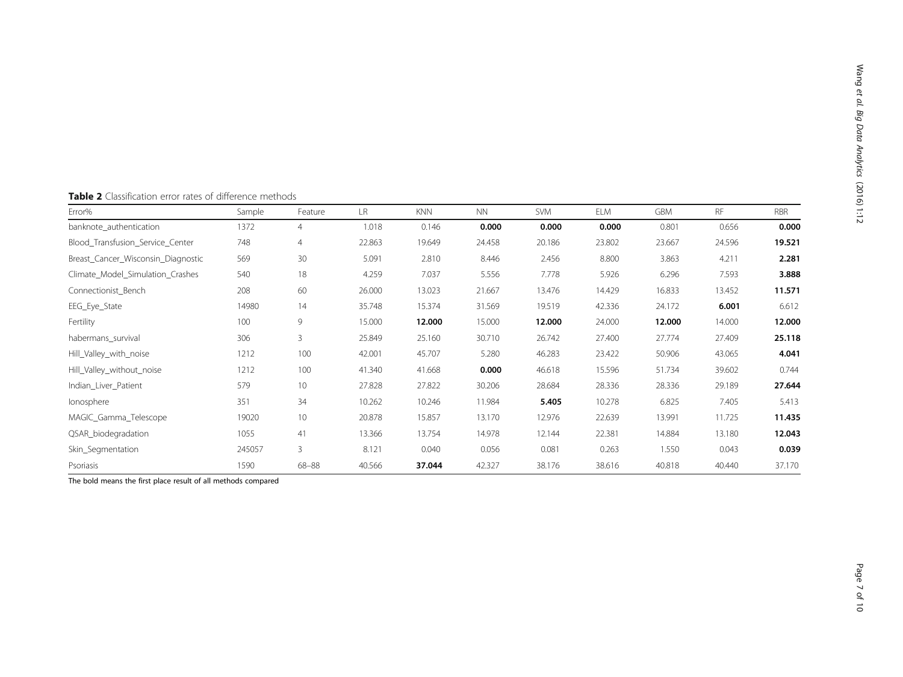**Table 2** Classification error rates of difference methods

| Error% | Sample | Feature | LR | KNN | NN | SVM | ELM | GBM | RF | RBR |
|---|---|---|---|---|---|---|---|---|---|---|
| banknote_authentication | 1372 | 4 | 1.018 | 0.146 | **0.000** | **0.000** | **0.000** | 0.801 | 0.656 | **0.000** |
| Blood_Transfusion_Service_Center | 748 | 4 | 22.863 | 19.649 | 24.458 | 20.186 | 23.802 | 23.667 | 24.596 | **19.521** |
| Breast_Cancer_Wisconsin_Diagnostic | 569 | 30 | 5.091 | 2.810 | 8.446 | 2.456 | 8.800 | 3.863 | 4.211 | **2.281** |
| Climate_Model_Simulation_Crashes | 540 | 18 | 4.259 | 7.037 | 5.556 | 7.778 | 5.926 | 6.296 | 7.593 | **3.888** |
| Connectionist_Bench | 208 | 60 | 26.000 | 13.023 | 21.667 | 13.476 | 14.429 | 16.833 | 13.452 | **11.571** |
| EEG_Eye_State | 14980 | 14 | 35.748 | 15.374 | 31.569 | 19.519 | 42.336 | 24.172 | **6.001** | 6.612 |
| Fertility | 100 | 9 | 15.000 | **12.000** | 15.000 | **12.000** | 24.000 | **12.000** | 14.000 | **12.000** |
| habermans_survival | 306 | 3 | 25.849 | 25.160 | 30.710 | 26.742 | 27.400 | 27.774 | 27.409 | **25.118** |
| Hill_Valley_with_noise | 1212 | 100 | 42.001 | 45.707 | 5.280 | 46.283 | 23.422 | 50.906 | 43.065 | **4.041** |
| Hill_Valley_without_noise | 1212 | 100 | 41.340 | 41.668 | **0.000** | 46.618 | 15.596 | 51.734 | 39.602 | 0.744 |
| Indian_Liver_Patient | 579 | 10 | 27.828 | 27.822 | 30.206 | 28.684 | 28.336 | 28.336 | 29.189 | **27.644** |
| Ionosphere | 351 | 34 | 10.262 | 10.246 | 11.984 | **5.405** | 10.278 | 6.825 | 7.405 | 5.413 |
| MAGIC_Gamma_Telescope | 19020 | 10 | 20.878 | 15.857 | 13.170 | 12.976 | 22.639 | 13.991 | 11.725 | **11.435** |
| QSAR_biodegradation | 1055 | 41 | 13.366 | 13.754 | 14.978 | 12.144 | 22.381 | 14.884 | 13.180 | **12.043** |
| Skin_Segmentation | 245057 | 3 | 8.121 | 0.040 | 0.056 | 0.081 | 0.263 | 1.550 | 0.043 | **0.039** |
| Psoriasis | 1590 | 68–88 | 40.566 | **37.044** | 42.327 | 38.176 | 38.616 | 40.818 | 40.440 | 37.170 |

The bold means the first place result of all methods compared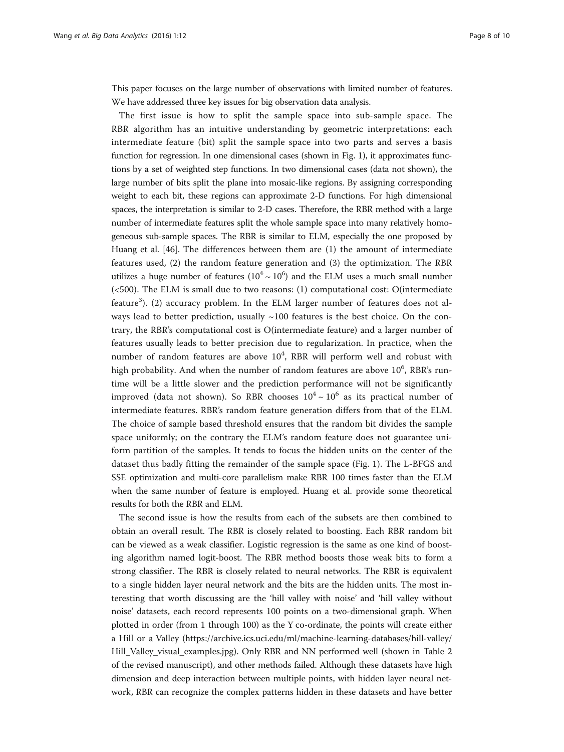This paper focuses on the large number of observations with limited number of features. We have addressed three key issues for big observation data analysis.

The first issue is how to split the sample space into sub-sample space. The RBR algorithm has an intuitive understanding by geometric interpretations: each intermediate feature (bit) split the sample space into two parts and serves a basis function for regression. In one dimensional cases (shown in Fig. 1), it approximates functions by a set of weighted step functions. In two dimensional cases (data not shown), the large number of bits split the plane into mosaic-like regions. By assigning corresponding weight to each bit, these regions can approximate 2-D functions. For high dimensional spaces, the interpretation is similar to 2-D cases. Therefore, the RBR method with a large number of intermediate features split the whole sample space into many relatively homogeneous sub-sample spaces. The RBR is similar to ELM, especially the one proposed by Huang et al. [46]. The differences between them are (1) the amount of intermediate features used, (2) the random feature generation and (3) the optimization. The RBR utilizes a huge number of features ($10^4 \sim 10^6$) and the ELM uses a much small number (<500). The ELM is small due to two reasons: (1) computational cost: O(intermediate feature$^3$). (2) accuracy problem. In the ELM larger number of features does not always lead to better prediction, usually ~100 features is the best choice. On the contrary, the RBR's computational cost is O(intermediate feature) and a larger number of features usually leads to better precision due to regularization. In practice, when the number of random features are above $10^4$, RBR will perform well and robust with high probability. And when the number of random features are above $10^6$, RBR's runtime will be a little slower and the prediction performance will not be significantly improved (data not shown). So RBR chooses $10^4 \sim 10^6$ as its practical number of intermediate features. RBR's random feature generation differs from that of the ELM. The choice of sample based threshold ensures that the random bit divides the sample space uniformly; on the contrary the ELM's random feature does not guarantee uniform partition of the samples. It tends to focus the hidden units on the center of the dataset thus badly fitting the remainder of the sample space (Fig. 1). The L-BFGS and SSE optimization and multi-core parallelism make RBR 100 times faster than the ELM when the same number of feature is employed. Huang et al. provide some theoretical results for both the RBR and ELM.

The second issue is how the results from each of the subsets are then combined to obtain an overall result. The RBR is closely related to boosting. Each RBR random bit can be viewed as a weak classifier. Logistic regression is the same as one kind of boosting algorithm named logit-boost. The RBR method boosts those weak bits to form a strong classifier. The RBR is closely related to neural networks. The RBR is equivalent to a single hidden layer neural network and the bits are the hidden units. The most interesting that worth discussing are the 'hill valley with noise' and 'hill valley without noise' datasets, each record represents 100 points on a two-dimensional graph. When plotted in order (from 1 through 100) as the Y co-ordinate, the points will create either a Hill or a Valley (https://archive.ics.uci.edu/ml/machine-learning-databases/hill-valley/Hill_Valley_visual_examples.jpg). Only RBR and NN performed well (shown in Table 2 of the revised manuscript), and other methods failed. Although these datasets have high dimension and deep interaction between multiple points, with hidden layer neural network, RBR can recognize the complex patterns hidden in these datasets and have better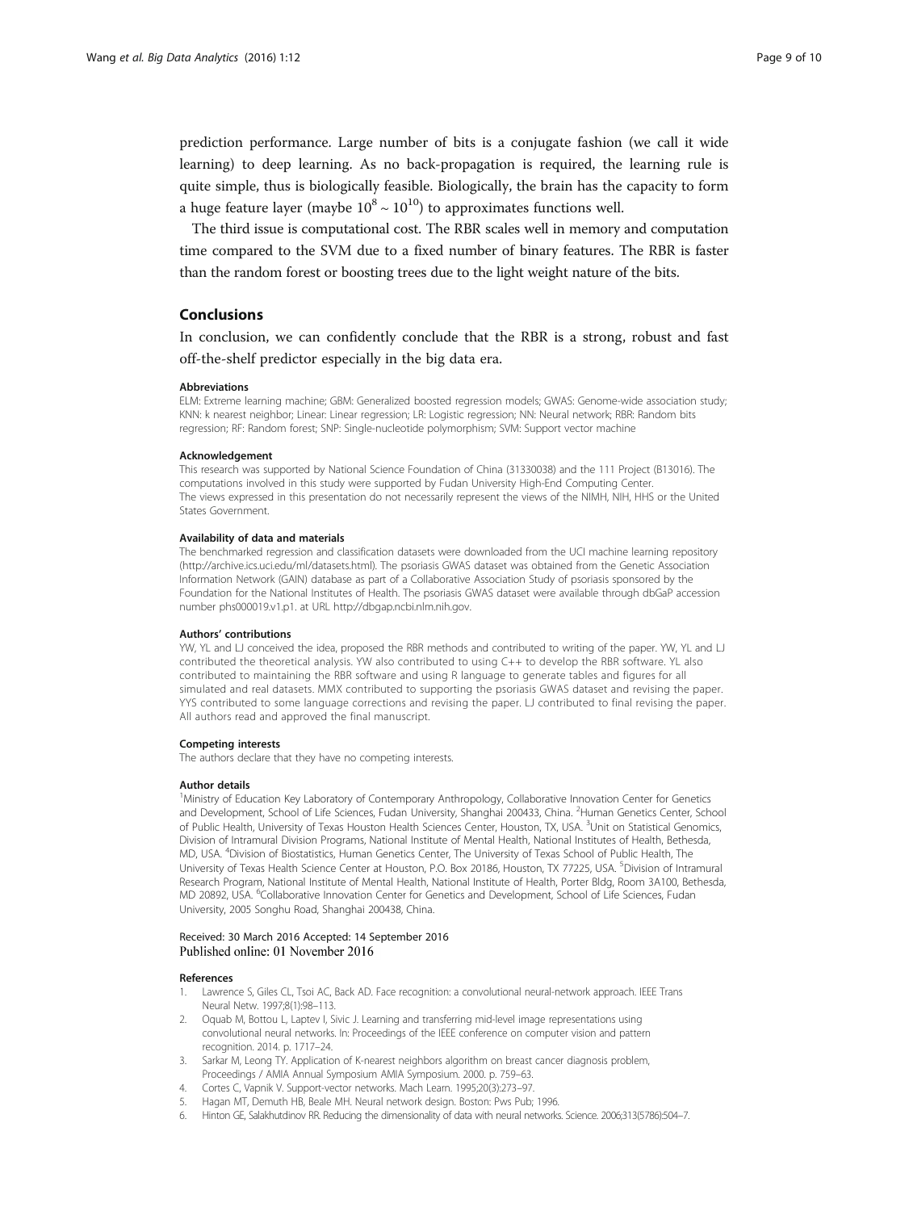prediction performance. Large number of bits is a conjugate fashion (we call it wide learning) to deep learning. As no back-propagation is required, the learning rule is quite simple, thus is biologically feasible. Biologically, the brain has the capacity to form a huge feature layer (maybe $10^8 \sim 10^{10}$) to approximates functions well.

The third issue is computational cost. The RBR scales well in memory and computation time compared to the SVM due to a fixed number of binary features. The RBR is faster than the random forest or boosting trees due to the light weight nature of the bits.

## Conclusions

In conclusion, we can confidently conclude that the RBR is a strong, robust and fast off-the-shelf predictor especially in the big data era.

#### Abbreviations

ELM: Extreme learning machine; GBM: Generalized boosted regression models; GWAS: Genome-wide association study; KNN: k nearest neighbor; Linear: Linear regression; LR: Logistic regression; NN: Neural network; RBR: Random bits regression; RF: Random forest; SNP: Single-nucleotide polymorphism; SVM: Support vector machine

#### Acknowledgement

This research was supported by National Science Foundation of China (31330038) and the 111 Project (B13016). The computations involved in this study were supported by Fudan University High-End Computing Center. The views expressed in this presentation do not necessarily represent the views of the NIMH, NIH, HHS or the United States Government.

#### Availability of data and materials

The benchmarked regression and classification datasets were downloaded from the UCI machine learning repository (http://archive.ics.uci.edu/ml/datasets.html). The psoriasis GWAS dataset was obtained from the Genetic Association Information Network (GAIN) database as part of a Collaborative Association Study of psoriasis sponsored by the Foundation for the National Institutes of Health. The psoriasis GWAS dataset were available through dbGaP accession number phs000019.v1.p1. at URL http://dbgap.ncbi.nlm.nih.gov.

#### Authors' contributions

YW, YL and LJ conceived the idea, proposed the RBR methods and contributed to writing of the paper. YW, YL and LJ contributed the theoretical analysis. YW also contributed to using C++ to develop the RBR software. YL also contributed to maintaining the RBR software and using R language to generate tables and figures for all simulated and real datasets. MMX contributed to supporting the psoriasis GWAS dataset and revising the paper. YYS contributed to some language corrections and revising the paper. LJ contributed to final revising the paper. All authors read and approved the final manuscript.

#### Competing interests

The authors declare that they have no competing interests.

#### Author details

[1]Ministry of Education Key Laboratory of Contemporary Anthropology, Collaborative Innovation Center for Genetics and Development, School of Life Sciences, Fudan University, Shanghai 200433, China. [2]Human Genetics Center, School of Public Health, University of Texas Houston Health Sciences Center, Houston, TX, USA. [3]Unit on Statistical Genomics, Division of Intramural Division Programs, National Institute of Mental Health, National Institutes of Health, Bethesda, MD, USA. [4]Division of Biostatistics, Human Genetics Center, The University of Texas School of Public Health, The University of Texas Health Science Center at Houston, P.O. Box 20186, Houston, TX 77225, USA. [5]Division of Intramural Research Program, National Institute of Mental Health, National Institute of Health, Porter Bldg, Room 3A100, Bethesda, MD 20892, USA. [6]Collaborative Innovation Center for Genetics and Development, School of Life Sciences, Fudan University, 2005 Songhu Road, Shanghai 200438, China.

Received: 30 March 2016 Accepted: 14 September 2016
Published online: 01 November 2016

#### References

1. Lawrence S, Giles CL, Tsoi AC, Back AD. Face recognition: a convolutional neural-network approach. IEEE Trans Neural Netw. 1997;8(1):98–113.
2. Oquab M, Bottou L, Laptev I, Sivic J. Learning and transferring mid-level image representations using convolutional neural networks. In: Proceedings of the IEEE conference on computer vision and pattern recognition. 2014. p. 1717–24.
3. Sarkar M, Leong TY. Application of K-nearest neighbors algorithm on breast cancer diagnosis problem, Proceedings / AMIA Annual Symposium AMIA Symposium. 2000. p. 759–63.
4. Cortes C, Vapnik V. Support-vector networks. Mach Learn. 1995;20(3):273–97.
5. Hagan MT, Demuth HB, Beale MH. Neural network design. Boston: Pws Pub; 1996.
6. Hinton GE, Salakhutdinov RR. Reducing the dimensionality of data with neural networks. Science. 2006;313(5786):504–7.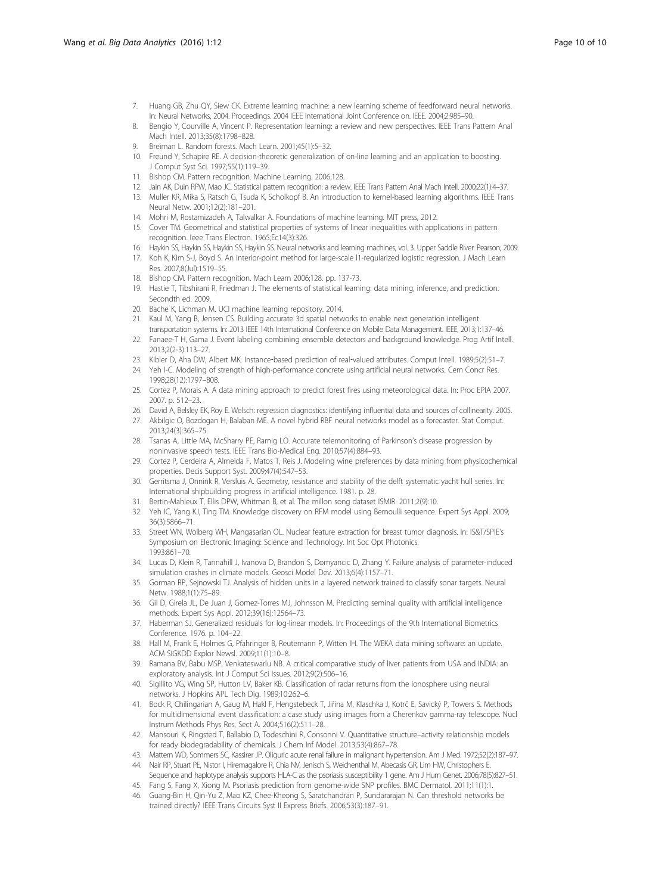7. Huang GB, Zhu QY, Siew CK. Extreme learning machine: a new learning scheme of feedforward neural networks. In: Neural Networks, 2004. Proceedings. 2004 IEEE International Joint Conference on. IEEE. 2004;2:985–90.
8. Bengio Y, Courville A, Vincent P. Representation learning: a review and new perspectives. IEEE Trans Pattern Anal Mach Intell. 2013;35(8):1798–828.
9. Breiman L. Random forests. Mach Learn. 2001;45(1):5–32.
10. Freund Y, Schapire RE. A decision-theoretic generalization of on-line learning and an application to boosting. J Comput Syst Sci. 1997;55(1):119–39.
11. Bishop CM. Pattern recognition. Machine Learning. 2006;128.
12. Jain AK, Duin RPW, Mao JC. Statistical pattern recognition: a review. IEEE Trans Pattern Anal Mach Intell. 2000;22(1):4–37.
13. Muller KR, Mika S, Ratsch G, Tsuda K, Scholkopf B. An introduction to kernel-based learning algorithms. IEEE Trans Neural Netw. 2001;12(2):181–201.
14. Mohri M, Rostamizadeh A, Talwalkar A. Foundations of machine learning. MIT press, 2012.
15. Cover TM. Geometrical and statistical properties of systems of linear inequalities with applications in pattern recognition. Ieee Trans Electron. 1965;Ec14(3):326.
16. Haykin SS, Haykin SS, Haykin SS, Haykin SS. Neural networks and learning machines, vol. 3. Upper Saddle River: Pearson; 2009.
17. Koh K, Kim S-J, Boyd S. An interior-point method for large-scale l1-regularized logistic regression. J Mach Learn Res. 2007;8(Jul):1519–55.
18. Bishop CM. Pattern recognition. Mach Learn 2006;128. pp. 137-73.
19. Hastie T, Tibshirani R, Friedman J. The elements of statistical learning: data mining, inference, and prediction. Secondth ed. 2009.
20. Bache K, Lichman M. UCI machine learning repository. 2014.
21. Kaul M, Yang B, Jensen CS. Building accurate 3d spatial networks to enable next generation intelligent transportation systems. In: 2013 IEEE 14th International Conference on Mobile Data Management. IEEE, 2013;1:137–46.
22. Fanaee-T H, Gama J. Event labeling combining ensemble detectors and background knowledge. Prog Artif Intell. 2013;2(2-3):113–27.
23. Kibler D, Aha DW, Albert MK. Instance-based prediction of real-valued attributes. Comput Intell. 1989;5(2):51–7.
24. Yeh I-C. Modeling of strength of high-performance concrete using artificial neural networks. Cem Concr Res. 1998;28(12):1797–808.
25. Cortez P, Morais A. A data mining approach to predict forest fires using meteorological data. In: Proc EPIA 2007. 2007. p. 512–23.
26. David A, Belsley EK, Roy E. Welsch: regression diagnostics: identifying influential data and sources of collinearity. 2005.
27. Akbilgic O, Bozdogan H, Balaban ME. A novel hybrid RBF neural networks model as a forecaster. Stat Comput. 2013;24(3):365–75.
28. Tsanas A, Little MA, McSharry PE, Ramig LO. Accurate telemonitoring of Parkinson's disease progression by noninvasive speech tests. IEEE Trans Bio-Medical Eng. 2010;57(4):884–93.
29. Cortez P, Cerdeira A, Almeida F, Matos T, Reis J. Modeling wine preferences by data mining from physicochemical properties. Decis Support Syst. 2009;47(4):547–53.
30. Gerritsma J, Onnink R, Versluis A. Geometry, resistance and stability of the delft systematic yacht hull series. In: International shipbuilding progress in artificial intelligence. 1981. p. 28.
31. Bertin-Mahieux T, Ellis DPW, Whitman B, et al. The millon song dataset ISMIR. 2011;2(9):10.
32. Yeh IC, Yang KJ, Ting TM. Knowledge discovery on RFM model using Bernoulli sequence. Expert Sys Appl. 2009; 36(3):5866–71.
33. Street WN, Wolberg WH, Mangasarian OL. Nuclear feature extraction for breast tumor diagnosis. In: IS&T/SPIE's Symposium on Electronic Imaging: Science and Technology. Int Soc Opt Photonics. 1993:861–70.
34. Lucas D, Klein R, Tannahill J, Ivanova D, Brandon S, Domyancic D, Zhang Y. Failure analysis of parameter-induced simulation crashes in climate models. Geosci Model Dev. 2013;6(4):1157–71.
35. Gorman RP, Sejnowski TJ. Analysis of hidden units in a layered network trained to classify sonar targets. Neural Netw. 1988;1(1):75–89.
36. Gil D, Girela JL, De Juan J, Gomez-Torres MJ, Johnsson M. Predicting seminal quality with artificial intelligence methods. Expert Sys Appl. 2012;39(16):12564–73.
37. Haberman SJ. Generalized residuals for log-linear models. In: Proceedings of the 9th International Biometrics Conference. 1976. p. 104–22.
38. Hall M, Frank E, Holmes G, Pfahringer B, Reutemann P, Witten IH. The WEKA data mining software: an update. ACM SIGKDD Explor Newsl. 2009;11(1):10–8.
39. Ramana BV, Babu MSP, Venkateswarlu NB. A critical comparative study of liver patients from USA and INDIA: an exploratory analysis. Int J Comput Sci Issues. 2012;9(2):506–16.
40. Sigillito VG, Wing SP, Hutton LV, Baker KB. Classification of radar returns from the ionosphere using neural networks. J Hopkins APL Tech Dig. 1989;10:262–6.
41. Bock R, Chilingarian A, Gaug M, Hakl F, Hengstebeck T, Jiřina M, Klaschka J, Kotrč E, Savický P, Towers S. Methods for multidimensional event classification: a case study using images from a Cherenkov gamma-ray telescope. Nucl Instrum Methods Phys Res, Sect A. 2004;516(2):511–28.
42. Mansouri K, Ringsted T, Ballabio D, Todeschini R, Consonni V. Quantitative structure–activity relationship models for ready biodegradability of chemicals. J Chem Inf Model. 2013;53(4):867–78.
43. Mattern WD, Sommers SC, Kassirer JP. Oliguric acute renal failure in malignant hypertension. Am J Med. 1972;52(2):187–97.
44. Nair RP, Stuart PE, Nistor I, Hiremagalore R, Chia NV, Jenisch S, Weichenthal M, Abecasis GR, Lim HW, Christophers E. Sequence and haplotype analysis supports HLA-C as the psoriasis susceptibility 1 gene. Am J Hum Genet. 2006;78(5):827–51.
45. Fang S, Fang X, Xiong M. Psoriasis prediction from genome-wide SNP profiles. BMC Dermatol. 2011;11(1):1.
46. Guang-Bin H, Qin-Yu Z, Mao KZ, Chee-Kheong S, Saratchandran P, Sundararajan N. Can threshold networks be trained directly? IEEE Trans Circuits Syst II Express Briefs. 2006;53(3):187–91.